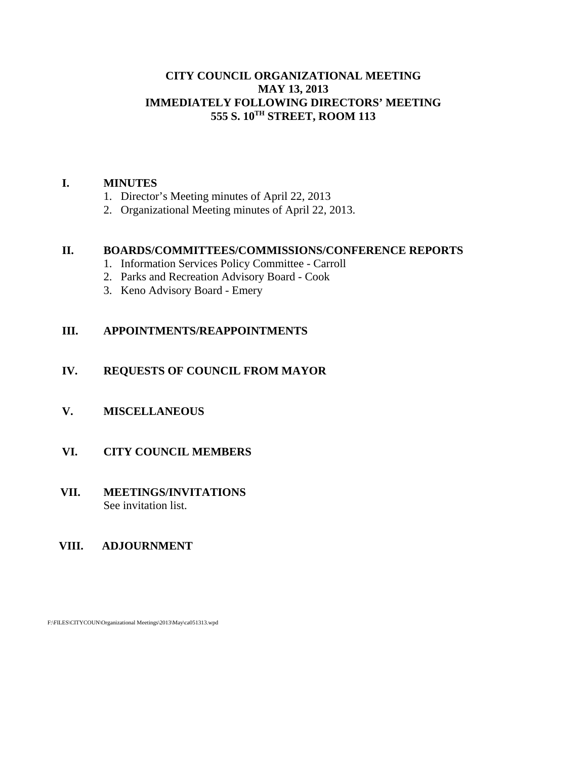# CITY COUNCIL ORGANIZATIONAL MEETING
# MAY 13, 2013
# IMMEDIATELY FOLLOWING DIRECTORS' MEETING
# 555 S. 10[TH] STREET, ROOM 113

## I. MINUTES

1. Director's Meeting minutes of April 22, 2013
2. Organizational Meeting minutes of April 22, 2013.

## II. BOARDS/COMMITTEES/COMMISSIONS/CONFERENCE REPORTS

1. Information Services Policy Committee - Carroll
2. Parks and Recreation Advisory Board - Cook
3. Keno Advisory Board - Emery

## III. APPOINTMENTS/REAPPOINTMENTS

## IV. REQUESTS OF COUNCIL FROM MAYOR

## V. MISCELLANEOUS

## VI. CITY COUNCIL MEMBERS

## VII. MEETINGS/INVITATIONS

See invitation list.

## VIII. ADJOURNMENT

F:\FILES\CITYCOUN\Organizational Meetings\2013\May\ca051313.wpd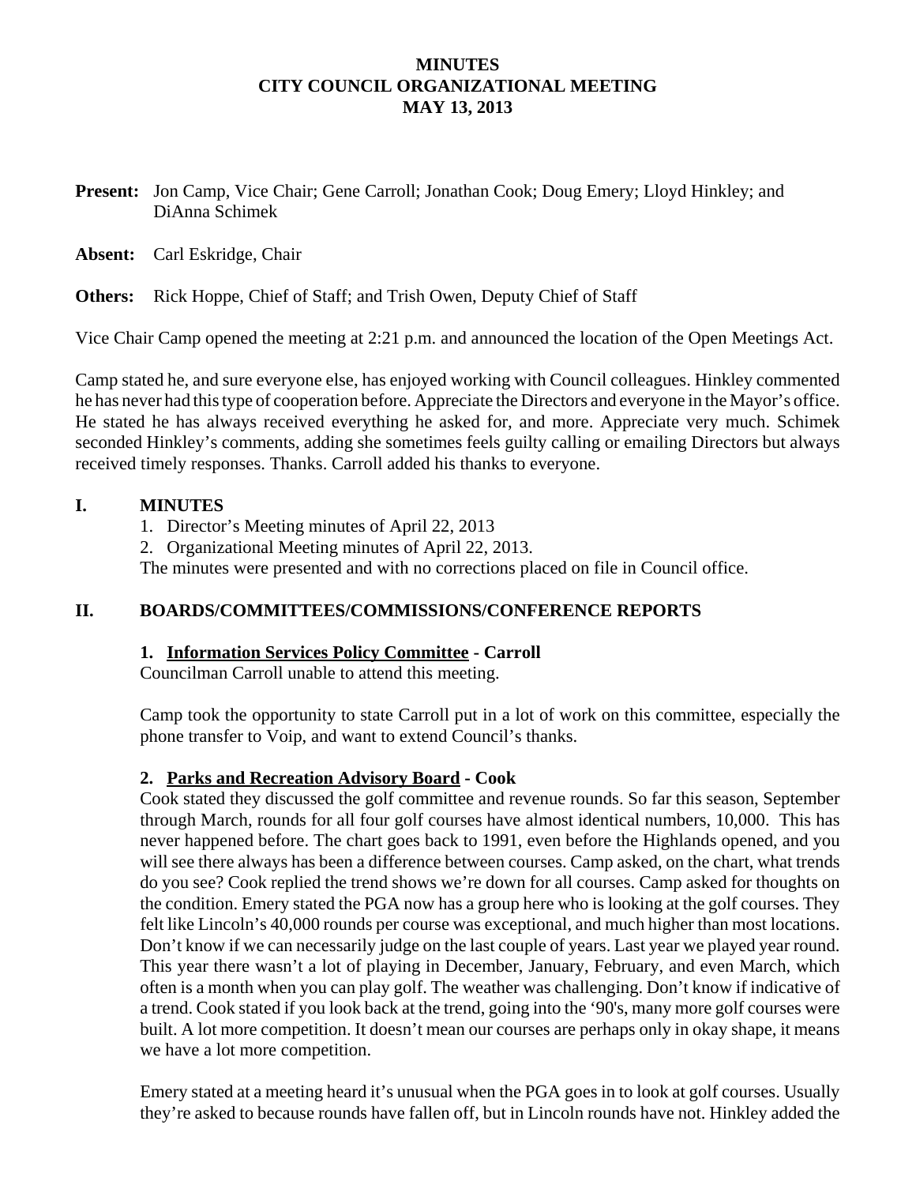**MINUTES**
**CITY COUNCIL ORGANIZATIONAL MEETING**
**MAY 13, 2013**

**Present:** Jon Camp, Vice Chair; Gene Carroll; Jonathan Cook; Doug Emery; Lloyd Hinkley; and DiAnna Schimek

**Absent:** Carl Eskridge, Chair

**Others:** Rick Hoppe, Chief of Staff; and Trish Owen, Deputy Chief of Staff

Vice Chair Camp opened the meeting at 2:21 p.m. and announced the location of the Open Meetings Act.

Camp stated he, and sure everyone else, has enjoyed working with Council colleagues. Hinkley commented he has never had this type of cooperation before. Appreciate the Directors and everyone in the Mayor's office. He stated he has always received everything he asked for, and more. Appreciate very much. Schimek seconded Hinkley's comments, adding she sometimes feels guilty calling or emailing Directors but always received timely responses. Thanks. Carroll added his thanks to everyone.

## I. MINUTES

1. Director's Meeting minutes of April 22, 2013
2. Organizational Meeting minutes of April 22, 2013.

The minutes were presented and with no corrections placed on file in Council office.

## II. BOARDS/COMMITTEES/COMMISSIONS/CONFERENCE REPORTS

**1. Information Services Policy Committee - Carroll**

Councilman Carroll unable to attend this meeting.

Camp took the opportunity to state Carroll put in a lot of work on this committee, especially the phone transfer to Voip, and want to extend Council's thanks.

**2. Parks and Recreation Advisory Board - Cook**

Cook stated they discussed the golf committee and revenue rounds. So far this season, September through March, rounds for all four golf courses have almost identical numbers, 10,000. This has never happened before. The chart goes back to 1991, even before the Highlands opened, and you will see there always has been a difference between courses. Camp asked, on the chart, what trends do you see? Cook replied the trend shows we're down for all courses. Camp asked for thoughts on the condition. Emery stated the PGA now has a group here who is looking at the golf courses. They felt like Lincoln's 40,000 rounds per course was exceptional, and much higher than most locations. Don't know if we can necessarily judge on the last couple of years. Last year we played year round. This year there wasn't a lot of playing in December, January, February, and even March, which often is a month when you can play golf. The weather was challenging. Don't know if indicative of a trend. Cook stated if you look back at the trend, going into the '90's, many more golf courses were built. A lot more competition. It doesn't mean our courses are perhaps only in okay shape, it means we have a lot more competition.

Emery stated at a meeting heard it's unusual when the PGA goes in to look at golf courses. Usually they're asked to because rounds have fallen off, but in Lincoln rounds have not. Hinkley added the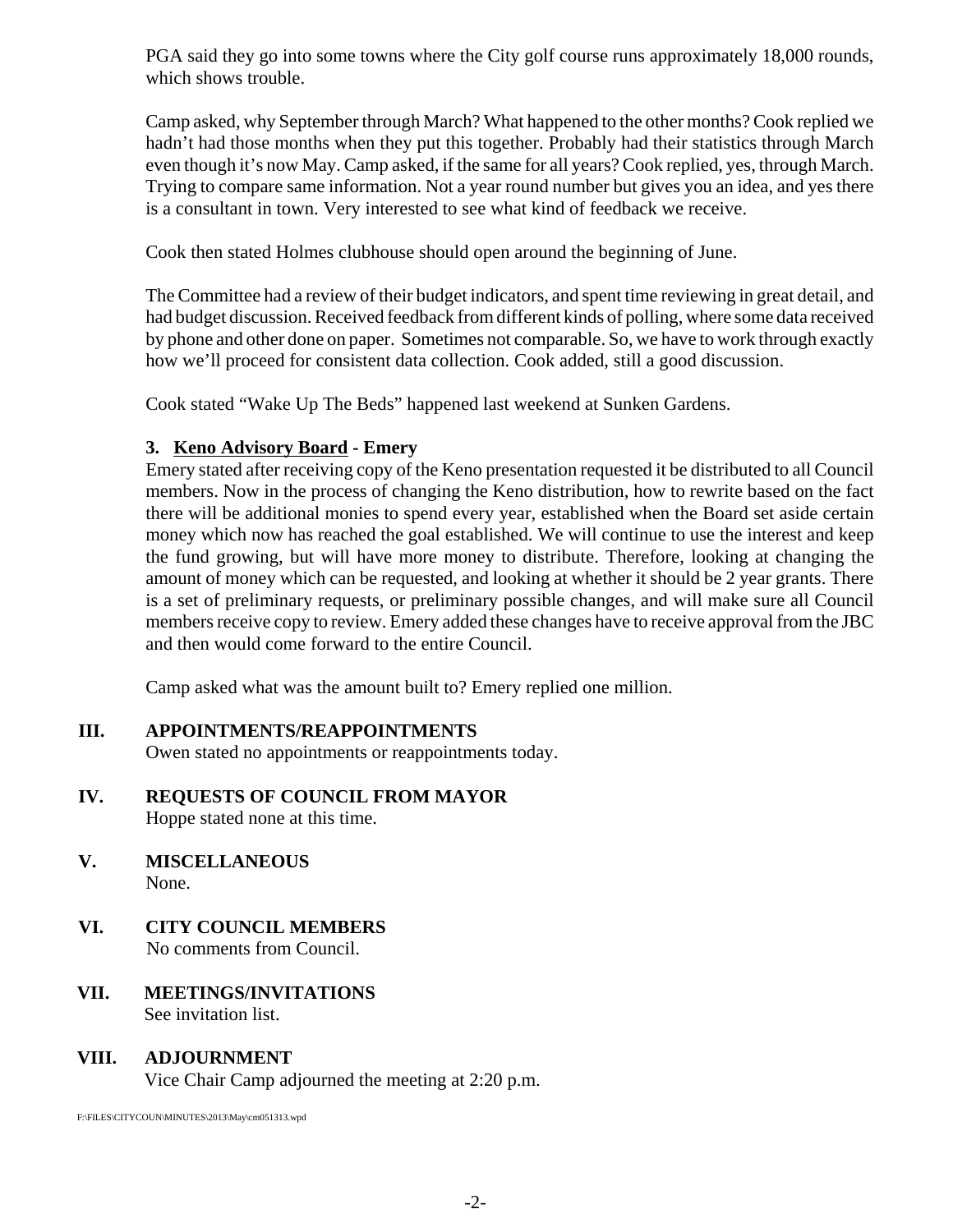PGA said they go into some towns where the City golf course runs approximately 18,000 rounds, which shows trouble.

Camp asked, why September through March? What happened to the other months? Cook replied we hadn't had those months when they put this together. Probably had their statistics through March even though it's now May. Camp asked, if the same for all years? Cook replied, yes, through March. Trying to compare same information. Not a year round number but gives you an idea, and yes there is a consultant in town. Very interested to see what kind of feedback we receive.

Cook then stated Holmes clubhouse should open around the beginning of June.

The Committee had a review of their budget indicators, and spent time reviewing in great detail, and had budget discussion. Received feedback from different kinds of polling, where some data received by phone and other done on paper. Sometimes not comparable. So, we have to work through exactly how we'll proceed for consistent data collection. Cook added, still a good discussion.

Cook stated "Wake Up The Beds" happened last weekend at Sunken Gardens.

**3. <u>Keno Advisory Board</u> - Emery**

Emery stated after receiving copy of the Keno presentation requested it be distributed to all Council members. Now in the process of changing the Keno distribution, how to rewrite based on the fact there will be additional monies to spend every year, established when the Board set aside certain money which now has reached the goal established. We will continue to use the interest and keep the fund growing, but will have more money to distribute. Therefore, looking at changing the amount of money which can be requested, and looking at whether it should be 2 year grants. There is a set of preliminary requests, or preliminary possible changes, and will make sure all Council members receive copy to review. Emery added these changes have to receive approval from the JBC and then would come forward to the entire Council.

Camp asked what was the amount built to? Emery replied one million.

## III. APPOINTMENTS/REAPPOINTMENTS

Owen stated no appointments or reappointments today.

## IV. REQUESTS OF COUNCIL FROM MAYOR

Hoppe stated none at this time.

## V. MISCELLANEOUS

None.

## VI. CITY COUNCIL MEMBERS

No comments from Council.

## VII. MEETINGS/INVITATIONS

See invitation list.

## VIII. ADJOURNMENT

Vice Chair Camp adjourned the meeting at 2:20 p.m.

F:\FILES\CITYCOUN\MINUTES\2013\May\cm051313.wpd